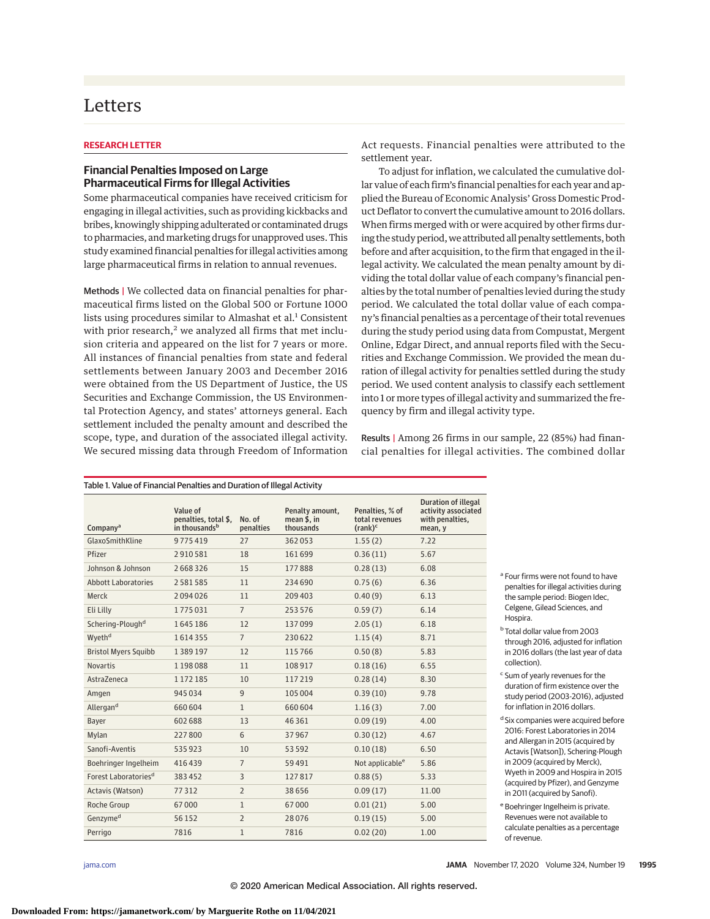# Letters

**RESEARCH LETTER**

## Financial Penalties Imposed on Large Pharmaceutical Firms for Illegal Activities

Some pharmaceutical companies have received criticism for engaging in illegal activities, such as providing kickbacks and bribes, knowingly shipping adulterated or contaminated drugs to pharmacies, and marketing drugs for unapproved uses. This study examined financial penalties for illegal activities among large pharmaceutical firms in relation to annual revenues.

**Methods** | We collected data on financial penalties for pharmaceutical firms listed on the Global 500 or Fortune 1000 lists using procedures similar to Almashat et al.[1] Consistent with prior research,[2] we analyzed all firms that met inclusion criteria and appeared on the list for 7 years or more. All instances of financial penalties from state and federal settlements between January 2003 and December 2016 were obtained from the US Department of Justice, the US Securities and Exchange Commission, the US Environmental Protection Agency, and states' attorneys general. Each settlement included the penalty amount and described the scope, type, and duration of the associated illegal activity. We secured missing data through Freedom of Information Act requests. Financial penalties were attributed to the settlement year.

To adjust for inflation, we calculated the cumulative dollar value of each firm's financial penalties for each year and applied the Bureau of Economic Analysis' Gross Domestic Product Deflator to convert the cumulative amount to 2016 dollars. When firms merged with or were acquired by other firms during the study period, we attributed all penalty settlements, both before and after acquisition, to the firm that engaged in the illegal activity. We calculated the mean penalty amount by dividing the total dollar value of each company's financial penalties by the total number of penalties levied during the study period. We calculated the total dollar value of each company's financial penalties as a percentage of their total revenues during the study period using data from Compustat, Mergent Online, Edgar Direct, and annual reports filed with the Securities and Exchange Commission. We provided the mean duration of illegal activity for penalties settled during the study period. We used content analysis to classify each settlement into 1 or more types of illegal activity and summarized the frequency by firm and illegal activity type.

**Results** | Among 26 firms in our sample, 22 (85%) had financial penalties for illegal activities. The combined dollar

Table 1. Value of Financial Penalties and Duration of Illegal Activity

| Company[a] | Value of penalties, total $, in thousands[b] | No. of penalties | Penalty amount, mean $, in thousands | Penalties, % of total revenues (rank)[c] | Duration of illegal activity associated with penalties, mean, y |
|---|---|---|---|---|---|
| GlaxoSmithKline | 9 775 419 | 27 | 362 053 | 1.55 (2) | 7.22 |
| Pfizer | 2 910 581 | 18 | 161 699 | 0.36 (11) | 5.67 |
| Johnson & Johnson | 2 668 326 | 15 | 177 888 | 0.28 (13) | 6.08 |
| Abbott Laboratories | 2 581 585 | 11 | 234 690 | 0.75 (6) | 6.36 |
| Merck | 2 094 026 | 11 | 209 403 | 0.40 (9) | 6.13 |
| Eli Lilly | 1 775 031 | 7 | 253 576 | 0.59 (7) | 6.14 |
| Schering-Plough[d] | 1 645 186 | 12 | 137 099 | 2.05 (1) | 6.18 |
| Wyeth[d] | 1 614 355 | 7 | 230 622 | 1.15 (4) | 8.71 |
| Bristol Myers Squibb | 1 389 197 | 12 | 115 766 | 0.50 (8) | 5.83 |
| Novartis | 1 198 088 | 11 | 108 917 | 0.18 (16) | 6.55 |
| AstraZeneca | 1 172 185 | 10 | 117 219 | 0.28 (14) | 8.30 |
| Amgen | 945 034 | 9 | 105 004 | 0.39 (10) | 9.78 |
| Allergan[d] | 660 604 | 1 | 660 604 | 1.16 (3) | 7.00 |
| Bayer | 602 688 | 13 | 46 361 | 0.09 (19) | 4.00 |
| Mylan | 227 800 | 6 | 37 967 | 0.30 (12) | 4.67 |
| Sanofi-Aventis | 535 923 | 10 | 53 592 | 0.10 (18) | 6.50 |
| Boehringer Ingelheim | 416 439 | 7 | 59 491 | Not applicable[e] | 5.86 |
| Forest Laboratories[d] | 383 452 | 3 | 127 817 | 0.88 (5) | 5.33 |
| Actavis (Watson) | 77 312 | 2 | 38 656 | 0.09 (17) | 11.00 |
| Roche Group | 67 000 | 1 | 67 000 | 0.01 (21) | 5.00 |
| Genzyme[d] | 56 152 | 2 | 28 076 | 0.19 (15) | 5.00 |
| Perrigo | 7816 | 1 | 7816 | 0.02 (20) | 1.00 |

[a] Four firms were not found to have penalties for illegal activities during the sample period: Biogen Idec, Celgene, Gilead Sciences, and Hospira.

[b] Total dollar value from 2003 through 2016, adjusted for inflation in 2016 dollars (the last year of data collection).

[c] Sum of yearly revenues for the duration of firm existence over the study period (2003-2016), adjusted for inflation in 2016 dollars.

[d] Six companies were acquired before 2016: Forest Laboratories in 2014 and Allergan in 2015 (acquired by Actavis [Watson]), Schering-Plough in 2009 (acquired by Merck), Wyeth in 2009 and Hospira in 2015 (acquired by Pfizer), and Genzyme in 2011 (acquired by Sanofi).

[e] Boehringer Ingelheim is private. Revenues were not available to calculate penalties as a percentage of revenue.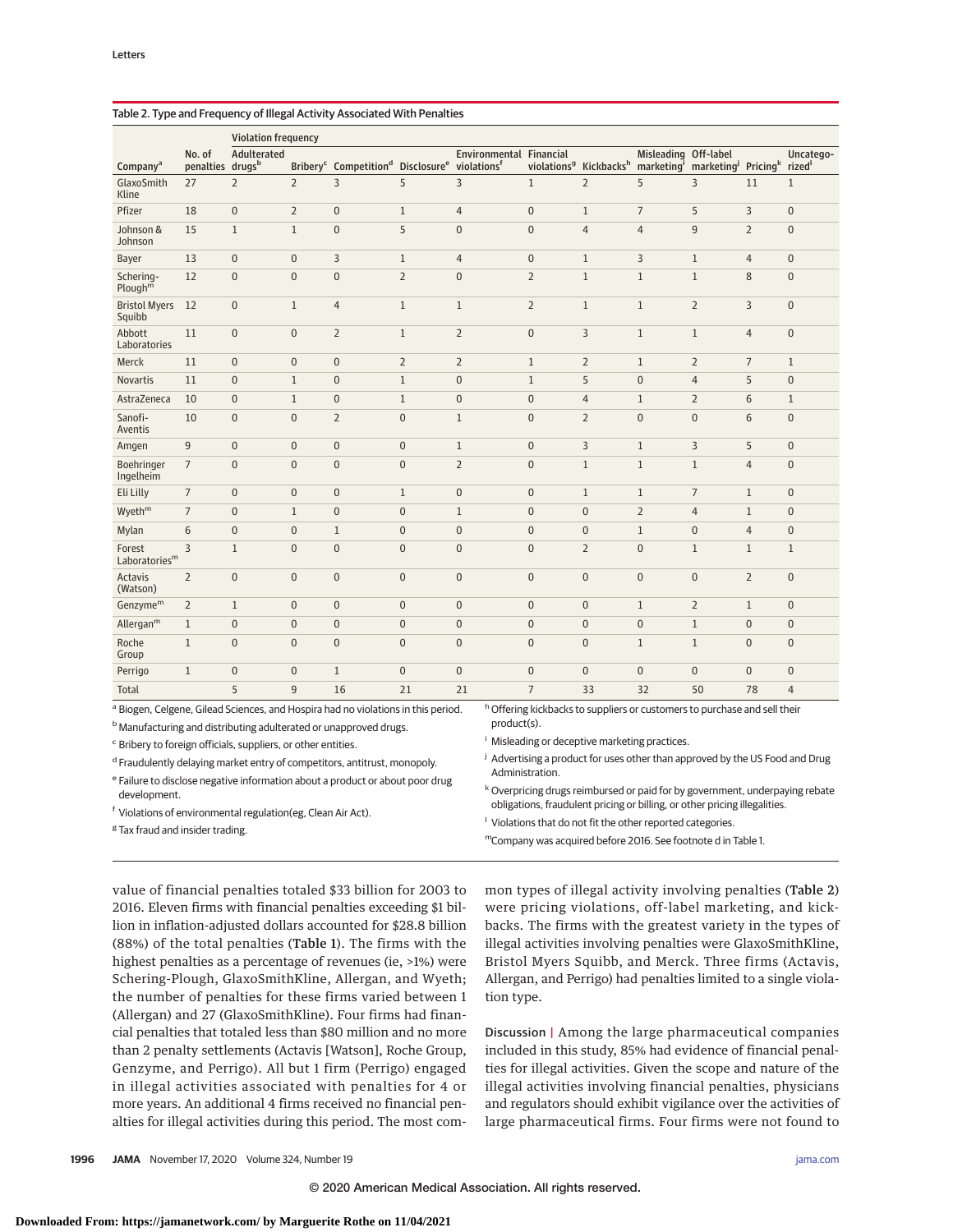Table 2. Type and Frequency of Illegal Activity Associated With Penalties

| Company[a] | No. of penalties | Violation frequency | | | | | | | | | | | |
|---|---|---|---|---|---|---|---|---|---|---|---|---|---|
| | | Adulterated drugs[b] | Bribery[c] | Competition[d] | Disclosure[e] | Environmental violations[f] | Financial violations[g] | Kickbacks[h] | Misleading marketing[i] | Off-label marketing[j] | Pricing[k] | Uncategorized[l] |
| GlaxoSmith Kline | 27 | 2 | 2 | 3 | 5 | 3 | 1 | 2 | 5 | 3 | 11 | 1 |
| Pfizer | 18 | 0 | 2 | 0 | 1 | 4 | 0 | 1 | 7 | 5 | 3 | 0 |
| Johnson & Johnson | 15 | 1 | 1 | 0 | 5 | 0 | 0 | 4 | 4 | 9 | 2 | 0 |
| Bayer | 13 | 0 | 0 | 3 | 1 | 4 | 0 | 1 | 3 | 1 | 4 | 0 |
| Schering-Plough[m] | 12 | 0 | 0 | 0 | 2 | 0 | 2 | 1 | 1 | 1 | 8 | 0 |
| Bristol Myers Squibb | 12 | 0 | 1 | 4 | 1 | 1 | 2 | 1 | 1 | 2 | 3 | 0 |
| Abbott Laboratories | 11 | 0 | 0 | 2 | 1 | 2 | 0 | 3 | 1 | 1 | 4 | 0 |
| Merck | 11 | 0 | 0 | 0 | 2 | 2 | 1 | 2 | 1 | 2 | 7 | 1 |
| Novartis | 11 | 0 | 1 | 0 | 1 | 0 | 1 | 5 | 0 | 4 | 5 | 0 |
| AstraZeneca | 10 | 0 | 1 | 0 | 1 | 0 | 0 | 4 | 1 | 2 | 6 | 1 |
| Sanofi-Aventis | 10 | 0 | 0 | 2 | 0 | 1 | 0 | 2 | 0 | 0 | 6 | 0 |
| Amgen | 9 | 0 | 0 | 0 | 0 | 1 | 0 | 3 | 1 | 3 | 5 | 0 |
| Boehringer Ingelheim | 7 | 0 | 0 | 0 | 0 | 2 | 0 | 1 | 1 | 1 | 4 | 0 |
| Eli Lilly | 7 | 0 | 0 | 0 | 1 | 0 | 0 | 1 | 1 | 7 | 1 | 0 |
| Wyeth[m] | 7 | 0 | 1 | 0 | 0 | 1 | 0 | 0 | 2 | 4 | 1 | 0 |
| Mylan | 6 | 0 | 0 | 1 | 0 | 0 | 0 | 0 | 1 | 0 | 4 | 0 |
| Forest Laboratories[m] | 3 | 1 | 0 | 0 | 0 | 0 | 0 | 2 | 0 | 1 | 1 | 1 |
| Actavis (Watson) | 2 | 0 | 0 | 0 | 0 | 0 | 0 | 0 | 0 | 0 | 2 | 0 |
| Genzyme[m] | 2 | 1 | 0 | 0 | 0 | 0 | 0 | 0 | 1 | 2 | 1 | 0 |
| Allergan[m] | 1 | 0 | 0 | 0 | 0 | 0 | 0 | 0 | 0 | 1 | 0 | 0 |
| Roche Group | 1 | 0 | 0 | 0 | 0 | 0 | 0 | 0 | 1 | 1 | 0 | 0 |
| Perrigo | 1 | 0 | 0 | 1 | 0 | 0 | 0 | 0 | 0 | 0 | 0 | 0 |
| Total | | 5 | 9 | 16 | 21 | 21 | 7 | 33 | 32 | 50 | 78 | 4 |

[a] Biogen, Celgene, Gilead Sciences, and Hospira had no violations in this period.

[b] Manufacturing and distributing adulterated or unapproved drugs.

[c] Bribery to foreign officials, suppliers, or other entities.

[d] Fraudulently delaying market entry of competitors, antitrust, monopoly.

[e] Failure to disclose negative information about a product or about poor drug development.

[f] Violations of environmental regulation (eg, Clean Air Act).

[g] Tax fraud and insider trading.

[h] Offering kickbacks to suppliers or customers to purchase and sell their product(s).

[i] Misleading or deceptive marketing practices.

[j] Advertising a product for uses other than approved by the US Food and Drug Administration.

[k] Overpricing drugs reimbursed or paid for by government, underpaying rebate obligations, fraudulent pricing or billing, or other pricing illegalities.

[l] Violations that do not fit the other reported categories.

[m] Company was acquired before 2016. See footnote d in Table 1.

value of financial penalties totaled $33 billion for 2003 to 2016. Eleven firms with financial penalties exceeding $1 billion in inflation-adjusted dollars accounted for $28.8 billion (88%) of the total penalties (**Table 1**). The firms with the highest penalties as a percentage of revenues (ie, >1%) were Schering-Plough, GlaxoSmithKline, Allergan, and Wyeth; the number of penalties for these firms varied between 1 (Allergan) and 27 (GlaxoSmithKline). Four firms had financial penalties that totaled less than $80 million and no more than 2 penalty settlements (Actavis [Watson], Roche Group, Genzyme, and Perrigo). All but 1 firm (Perrigo) engaged in illegal activities associated with penalties for 4 or more years. An additional 4 firms received no financial penalties for illegal activities during this period. The most common types of illegal activity involving penalties (**Table 2**) were pricing violations, off-label marketing, and kickbacks. The firms with the greatest variety in the types of illegal activities involving penalties were GlaxoSmithKline, Bristol Myers Squibb, and Merck. Three firms (Actavis, Allergan, and Perrigo) had penalties limited to a single violation type.

**Discussion |** Among the large pharmaceutical companies included in this study, 85% had evidence of financial penalties for illegal activities. Given the scope and nature of the illegal activities involving financial penalties, physicians and regulators should exhibit vigilance over the activities of large pharmaceutical firms. Four firms were not found to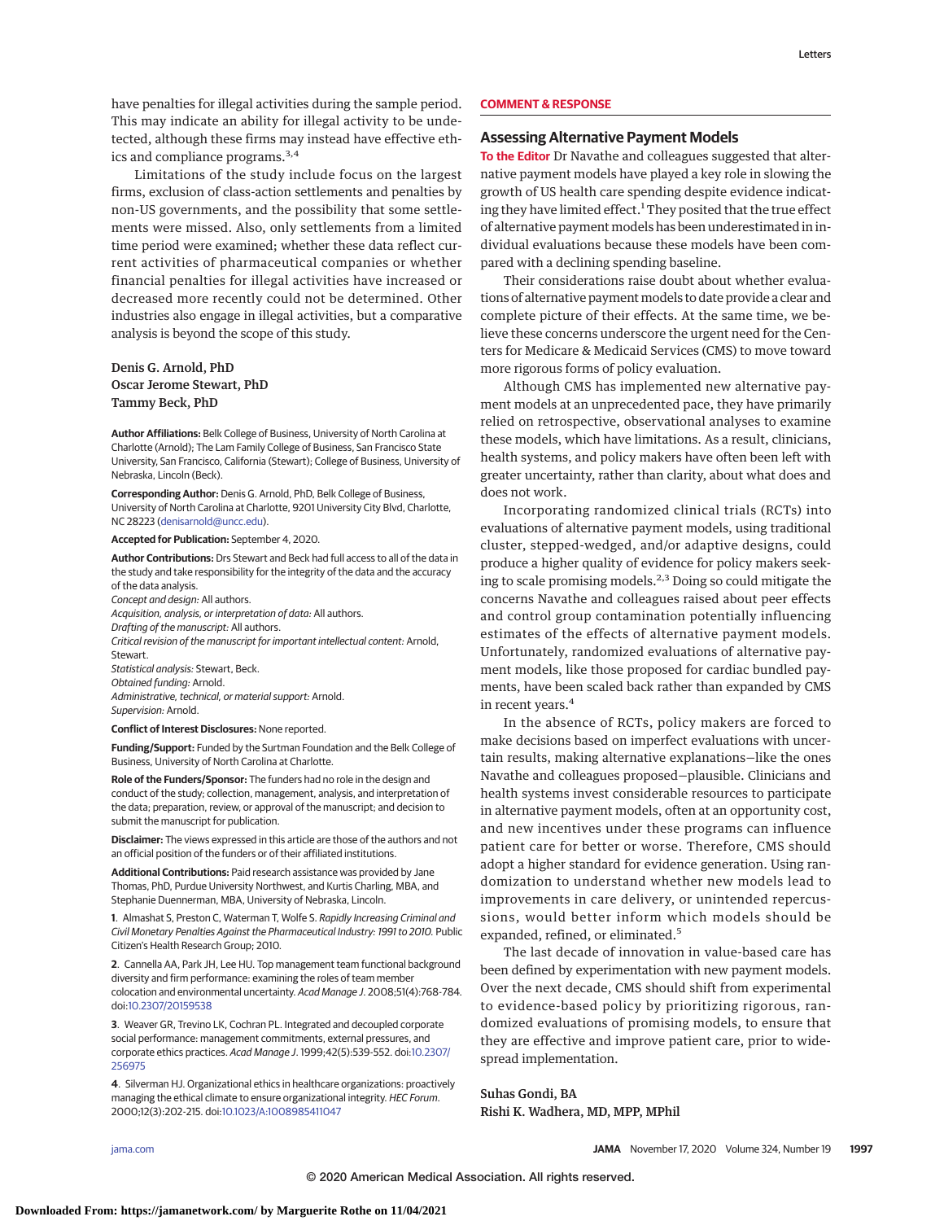have penalties for illegal activities during the sample period. This may indicate an ability for illegal activity to be undetected, although these firms may instead have effective ethics and compliance programs.[3,4]

Limitations of the study include focus on the largest firms, exclusion of class-action settlements and penalties by non-US governments, and the possibility that some settlements were missed. Also, only settlements from a limited time period were examined; whether these data reflect current activities of pharmaceutical companies or whether financial penalties for illegal activities have increased or decreased more recently could not be determined. Other industries also engage in illegal activities, but a comparative analysis is beyond the scope of this study.

**Denis G. Arnold, PhD**
**Oscar Jerome Stewart, PhD**
**Tammy Beck, PhD**

**Author Affiliations:** Belk College of Business, University of North Carolina at Charlotte (Arnold); The Lam Family College of Business, San Francisco State University, San Francisco, California (Stewart); College of Business, University of Nebraska, Lincoln (Beck).

**Corresponding Author:** Denis G. Arnold, PhD, Belk College of Business, University of North Carolina at Charlotte, 9201 University City Blvd, Charlotte, NC 28223 (denisarnold@uncc.edu).

**Accepted for Publication:** September 4, 2020.

**Author Contributions:** Drs Stewart and Beck had full access to all of the data in the study and take responsibility for the integrity of the data and the accuracy of the data analysis.
*Concept and design:* All authors.
*Acquisition, analysis, or interpretation of data:* All authors.
*Drafting of the manuscript:* All authors.
*Critical revision of the manuscript for important intellectual content:* Arnold, Stewart.
*Statistical analysis:* Stewart, Beck.
*Obtained funding:* Arnold.
*Administrative, technical, or material support:* Arnold.
*Supervision:* Arnold.

**Conflict of Interest Disclosures:** None reported.

**Funding/Support:** Funded by the Surtman Foundation and the Belk College of Business, University of North Carolina at Charlotte.

**Role of the Funders/Sponsor:** The funders had no role in the design and conduct of the study; collection, management, analysis, and interpretation of the data; preparation, review, or approval of the manuscript; and decision to submit the manuscript for publication.

**Disclaimer:** The views expressed in this article are those of the authors and not an official position of the funders or of their affiliated institutions.

**Additional Contributions:** Paid research assistance was provided by Jane Thomas, PhD, Purdue University Northwest, and Kurtis Charling, MBA, and Stephanie Duennerman, MBA, University of Nebraska, Lincoln.

1. Almashat S, Preston C, Waterman T, Wolfe S. *Rapidly Increasing Criminal and Civil Monetary Penalties Against the Pharmaceutical Industry: 1991 to 2010*. Public Citizen's Health Research Group; 2010.

2. Cannella AA, Park JH, Lee HU. Top management team functional background diversity and firm performance: examining the roles of team member colocation and environmental uncertainty. *Acad Manage J*. 2008;51(4):768-784. doi:10.2307/20159538

3. Weaver GR, Trevino LK, Cochran PL. Integrated and decoupled corporate social performance: management commitments, external pressures, and corporate ethics practices. *Acad Manage J*. 1999;42(5):539-552. doi:10.2307/256975

4. Silverman HJ. Organizational ethics in healthcare organizations: proactively managing the ethical climate to ensure organizational integrity. *HEC Forum*. 2000;12(3):202-215. doi:10.1023/A:1008985411047

## COMMENT & RESPONSE

### Assessing Alternative Payment Models

**To the Editor** Dr Navathe and colleagues suggested that alternative payment models have played a key role in slowing the growth of US health care spending despite evidence indicating they have limited effect.[1] They posited that the true effect of alternative payment models has been underestimated in individual evaluations because these models have been compared with a declining spending baseline.

Their considerations raise doubt about whether evaluations of alternative payment models to date provide a clear and complete picture of their effects. At the same time, we believe these concerns underscore the urgent need for the Centers for Medicare & Medicaid Services (CMS) to move toward more rigorous forms of policy evaluation.

Although CMS has implemented new alternative payment models at an unprecedented pace, they have primarily relied on retrospective, observational analyses to examine these models, which have limitations. As a result, clinicians, health systems, and policy makers have often been left with greater uncertainty, rather than clarity, about what does and does not work.

Incorporating randomized clinical trials (RCTs) into evaluations of alternative payment models, using traditional cluster, stepped-wedged, and/or adaptive designs, could produce a higher quality of evidence for policy makers seeking to scale promising models.[2,3] Doing so could mitigate the concerns Navathe and colleagues raised about peer effects and control group contamination potentially influencing estimates of the effects of alternative payment models. Unfortunately, randomized evaluations of alternative payment models, like those proposed for cardiac bundled payments, have been scaled back rather than expanded by CMS in recent years.[4]

In the absence of RCTs, policy makers are forced to make decisions based on imperfect evaluations with uncertain results, making alternative explanations—like the ones Navathe and colleagues proposed—plausible. Clinicians and health systems invest considerable resources to participate in alternative payment models, often at an opportunity cost, and new incentives under these programs can influence patient care for better or worse. Therefore, CMS should adopt a higher standard for evidence generation. Using randomization to understand whether new models lead to improvements in care delivery, or unintended repercussions, would better inform which models should be expanded, refined, or eliminated.[5]

The last decade of innovation in value-based care has been defined by experimentation with new payment models. Over the next decade, CMS should shift from experimental to evidence-based policy by prioritizing rigorous, randomized evaluations of promising models, to ensure that they are effective and improve patient care, prior to widespread implementation.

**Suhas Gondi, BA**
**Rishi K. Wadhera, MD, MPP, MPhil**